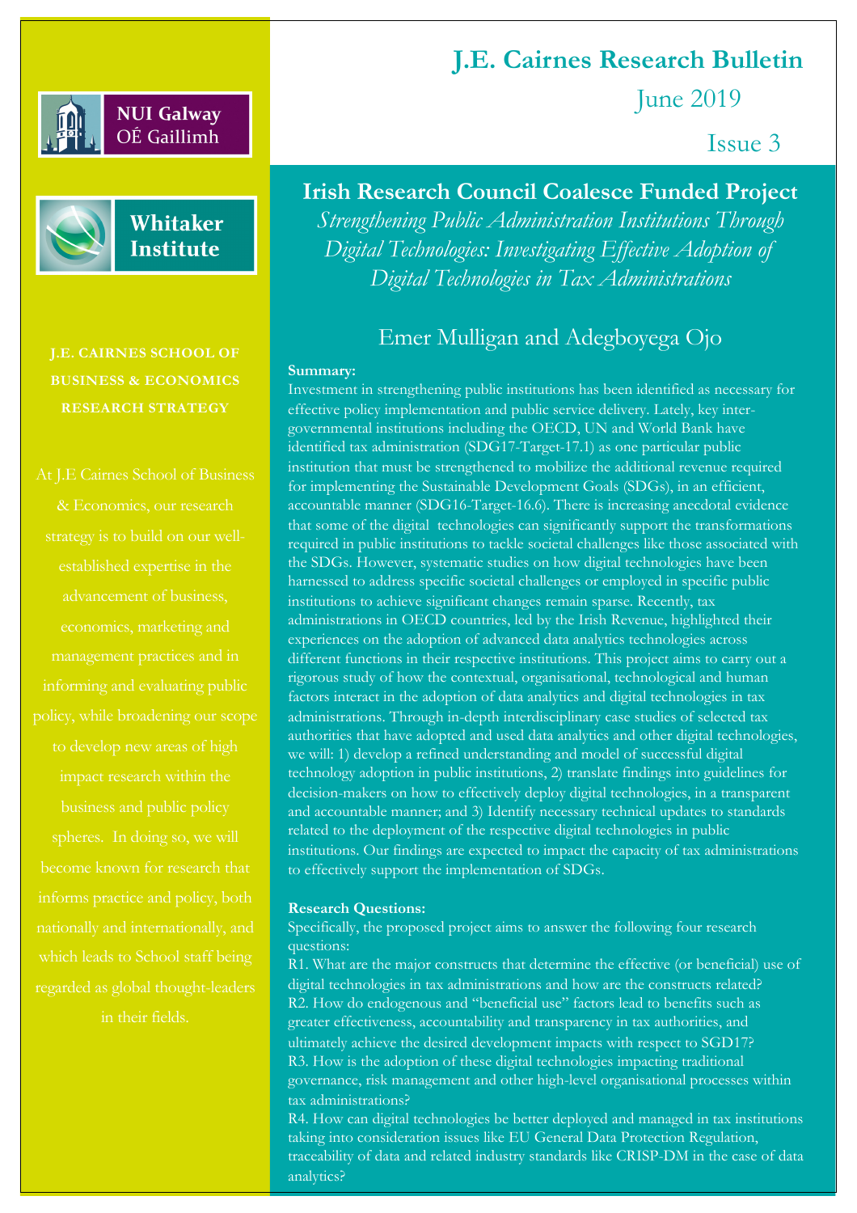NUI Galway
OÉ Gaillimh

Whitaker Institute

# J.E. Cairnes Research Bulletin

June 2019

Issue 3

**J.E. CAIRNES SCHOOL OF BUSINESS & ECONOMICS RESEARCH STRATEGY**

At J.E Cairnes School of Business & Economics, our research strategy is to build on our well-established expertise in the advancement of business, economics, marketing and management practices and in informing and evaluating public policy, while broadening our scope to develop new areas of high impact research within the business and public policy spheres. In doing so, we will become known for research that informs practice and policy, both nationally and internationally, and which leads to School staff being regarded as global thought-leaders in their fields.

## Irish Research Council Coalesce Funded Project

*Strengthening Public Administration Institutions Through Digital Technologies: Investigating Effective Adoption of Digital Technologies in Tax Administrations*

Emer Mulligan and Adegboyega Ojo

**Summary:**

Investment in strengthening public institutions has been identified as necessary for effective policy implementation and public service delivery. Lately, key inter-governmental institutions including the OECD, UN and World Bank have identified tax administration (SDG17-Target-17.1) as one particular public institution that must be strengthened to mobilize the additional revenue required for implementing the Sustainable Development Goals (SDGs), in an efficient, accountable manner (SDG16-Target-16.6). There is increasing anecdotal evidence that some of the digital technologies can significantly support the transformations required in public institutions to tackle societal challenges like those associated with the SDGs. However, systematic studies on how digital technologies have been harnessed to address specific societal challenges or employed in specific public institutions to achieve significant changes remain sparse. Recently, tax administrations in OECD countries, led by the Irish Revenue, highlighted their experiences on the adoption of advanced data analytics technologies across different functions in their respective institutions. This project aims to carry out a rigorous study of how the contextual, organisational, technological and human factors interact in the adoption of data analytics and digital technologies in tax administrations. Through in-depth interdisciplinary case studies of selected tax authorities that have adopted and used data analytics and other digital technologies, we will: 1) develop a refined understanding and model of successful digital technology adoption in public institutions, 2) translate findings into guidelines for decision-makers on how to effectively deploy digital technologies, in a transparent and accountable manner; and 3) Identify necessary technical updates to standards related to the deployment of the respective digital technologies in public institutions. Our findings are expected to impact the capacity of tax administrations to effectively support the implementation of SDGs.

**Research Questions:**

Specifically, the proposed project aims to answer the following four research questions:

R1. What are the major constructs that determine the effective (or beneficial) use of digital technologies in tax administrations and how are the constructs related?

R2. How do endogenous and "beneficial use" factors lead to benefits such as greater effectiveness, accountability and transparency in tax authorities, and ultimately achieve the desired development impacts with respect to SGD17?

R3. How is the adoption of these digital technologies impacting traditional governance, risk management and other high-level organisational processes within tax administrations?

R4. How can digital technologies be better deployed and managed in tax institutions taking into consideration issues like EU General Data Protection Regulation, traceability of data and related industry standards like CRISP-DM in the case of data analytics?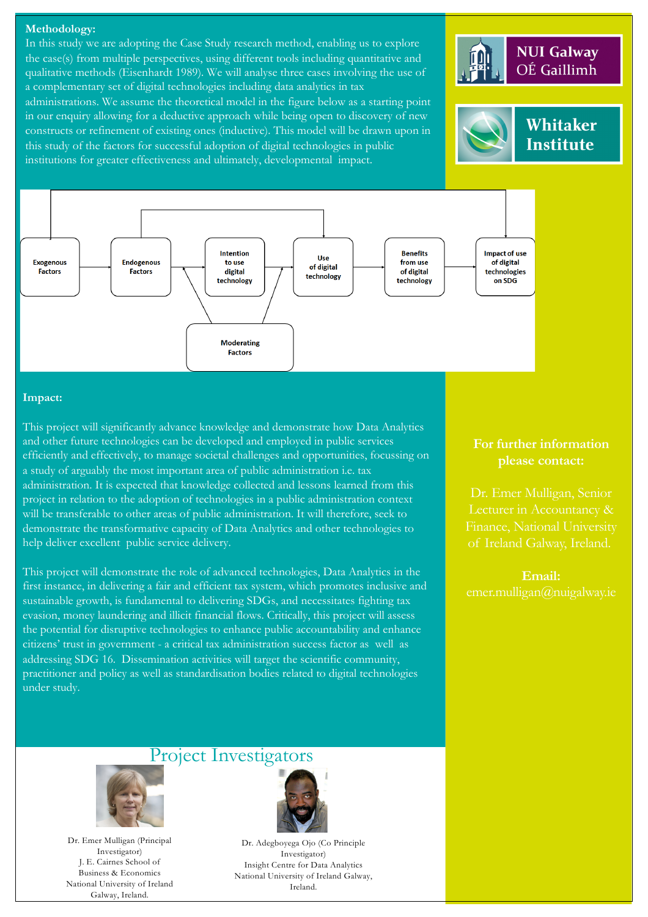**Methodology:**

In this study we are adopting the Case Study research method, enabling us to explore the case(s) from multiple perspectives, using different tools including quantitative and qualitative methods (Eisenhardt 1989). We will analyse three cases involving the use of a complementary set of digital technologies including data analytics in tax administrations. We assume the theoretical model in the figure below as a starting point in our enquiry allowing for a deductive approach while being open to discovery of new constructs or refinement of existing ones (inductive). This model will be drawn upon in this study of the factors for successful adoption of digital technologies in public institutions for greater effectiveness and ultimately, developmental impact.

NUI Galway
OÉ Gaillimh

Whitaker Institute

Exogenous Factors
Endogenous Factors
Intention to use digital technology
Use of digital technology
Benefits from use of digital technology
Impact of use of digital technologies on SDG
Moderating Factors

**Impact:**

This project will significantly advance knowledge and demonstrate how Data Analytics and other future technologies can be developed and employed in public services efficiently and effectively, to manage societal challenges and opportunities, focussing on a study of arguably the most important area of public administration i.e. tax administration. It is expected that knowledge collected and lessons learned from this project in relation to the adoption of technologies in a public administration context will be transferable to other areas of public administration. It will therefore, seek to demonstrate the transformative capacity of Data Analytics and other technologies to help deliver excellent public service delivery.

This project will demonstrate the role of advanced technologies, Data Analytics in the first instance, in delivering a fair and efficient tax system, which promotes inclusive and sustainable growth, is fundamental to delivering SDGs, and necessitates fighting tax evasion, money laundering and illicit financial flows. Critically, this project will assess the potential for disruptive technologies to enhance public accountability and enhance citizens' trust in government - a critical tax administration success factor as well as addressing SDG 16. Dissemination activities will target the scientific community, practitioner and policy as well as standardisation bodies related to digital technologies under study.

**For further information please contact:**

Dr. Emer Mulligan, Senior Lecturer in Accountancy & Finance, National University of Ireland Galway, Ireland.

**Email:**
emer.mulligan@nuigalway.ie

## Project Investigators

Dr. Emer Mulligan (Principal Investigator)
J. E. Cairnes School of Business & Economics
National University of Ireland Galway, Ireland.

Dr. Adegboyega Ojo (Co Principle Investigator)
Insight Centre for Data Analytics
National University of Ireland Galway, Ireland.